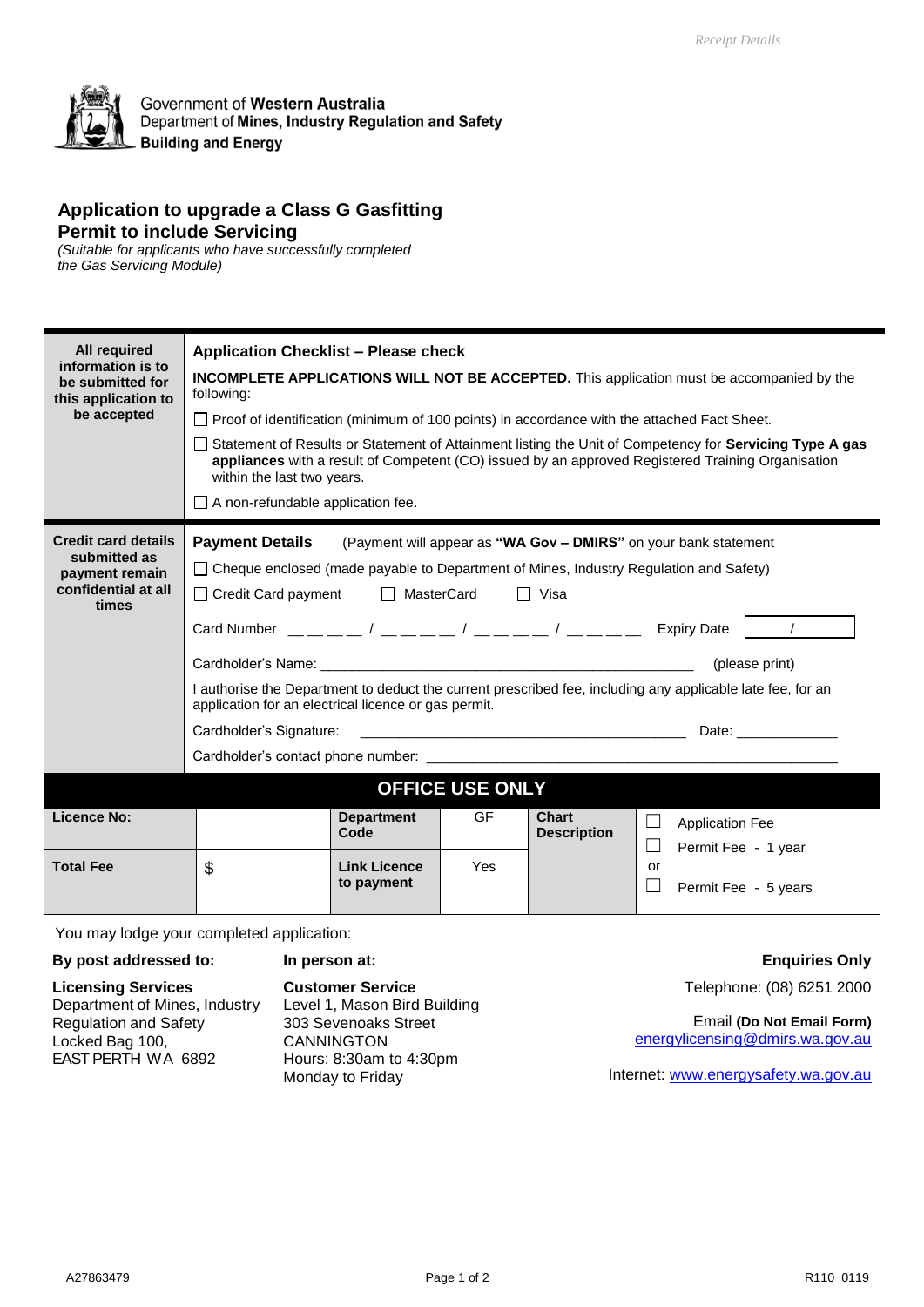Receipt Details

Government of **Western Australia**
Department of **Mines, Industry Regulation and Safety**
**Building and Energy**

# Application to upgrade a Class G Gasfitting Permit to include Servicing

*(Suitable for applicants who have successfully completed the Gas Servicing Module)*

| | |
|---|---|
| **All required information is to be submitted for this application to be accepted** | **Application Checklist – Please check**<br><br>**INCOMPLETE APPLICATIONS WILL NOT BE ACCEPTED.** This application must be accompanied by the following:<br><br>☐ Proof of identification (minimum of 100 points) in accordance with the attached Fact Sheet.<br><br>☐ Statement of Results or Statement of Attainment listing the Unit of Competency for **Servicing Type A gas appliances** with a result of Competent (CO) issued by an approved Registered Training Organisation within the last two years.<br><br>☐ A non-refundable application fee. |
| **Credit card details submitted as payment remain confidential at all times** | **Payment Details** (Payment will appear as **"WA Gov – DMIRS"** on your bank statement<br><br>☐ Cheque enclosed (made payable to Department of Mines, Industry Regulation and Safety)<br><br>☐ Credit Card payment ☐ MasterCard ☐ Visa<br><br>Card Number \_ \_ \_ \_ / \_ \_ \_ \_ / \_ \_ \_ \_ / \_ \_ \_ \_ Expiry Date / <br><br>Cardholder's Name: \_\_\_\_\_\_\_\_\_\_\_\_\_\_\_\_\_\_\_\_\_\_\_\_\_\_\_\_\_\_\_\_\_\_\_\_ (please print)<br><br>I authorise the Department to deduct the current prescribed fee, including any applicable late fee, for an application for an electrical licence or gas permit.<br><br>Cardholder's Signature: \_\_\_\_\_\_\_\_\_\_\_\_\_\_\_\_\_\_\_\_\_\_\_\_\_\_\_\_ Date: \_\_\_\_\_\_\_\_\_\_<br><br>Cardholder's contact phone number: \_\_\_\_\_\_\_\_\_\_\_\_\_\_\_\_\_\_\_\_\_\_\_\_\_\_\_\_\_\_\_\_\_\_\_\_ |

**OFFICE USE ONLY**

| | | | | | |
|---|---|---|---|---|---|
| **Licence No:** | | **Department Code** | GF | **Chart Description** | ☐ Application Fee<br>☐ Permit Fee - 1 year<br>or<br>☐ Permit Fee - 5 years |
| **Total Fee** | $ | **Link Licence to payment** | Yes | | |

You may lodge your completed application:

**By post addressed to:**

**Licensing Services**
Department of Mines, Industry Regulation and Safety
Locked Bag 100,
EAST PERTH WA 6892

**In person at:**

**Customer Service**
Level 1, Mason Bird Building
303 Sevenoaks Street
CANNINGTON
Hours: 8:30am to 4:30pm
Monday to Friday

**Enquiries Only**

Telephone: (08) 6251 2000

Email **(Do Not Email Form)**
energylicensing@dmirs.wa.gov.au

Internet: www.energysafety.wa.gov.au

A27863479 R110 0119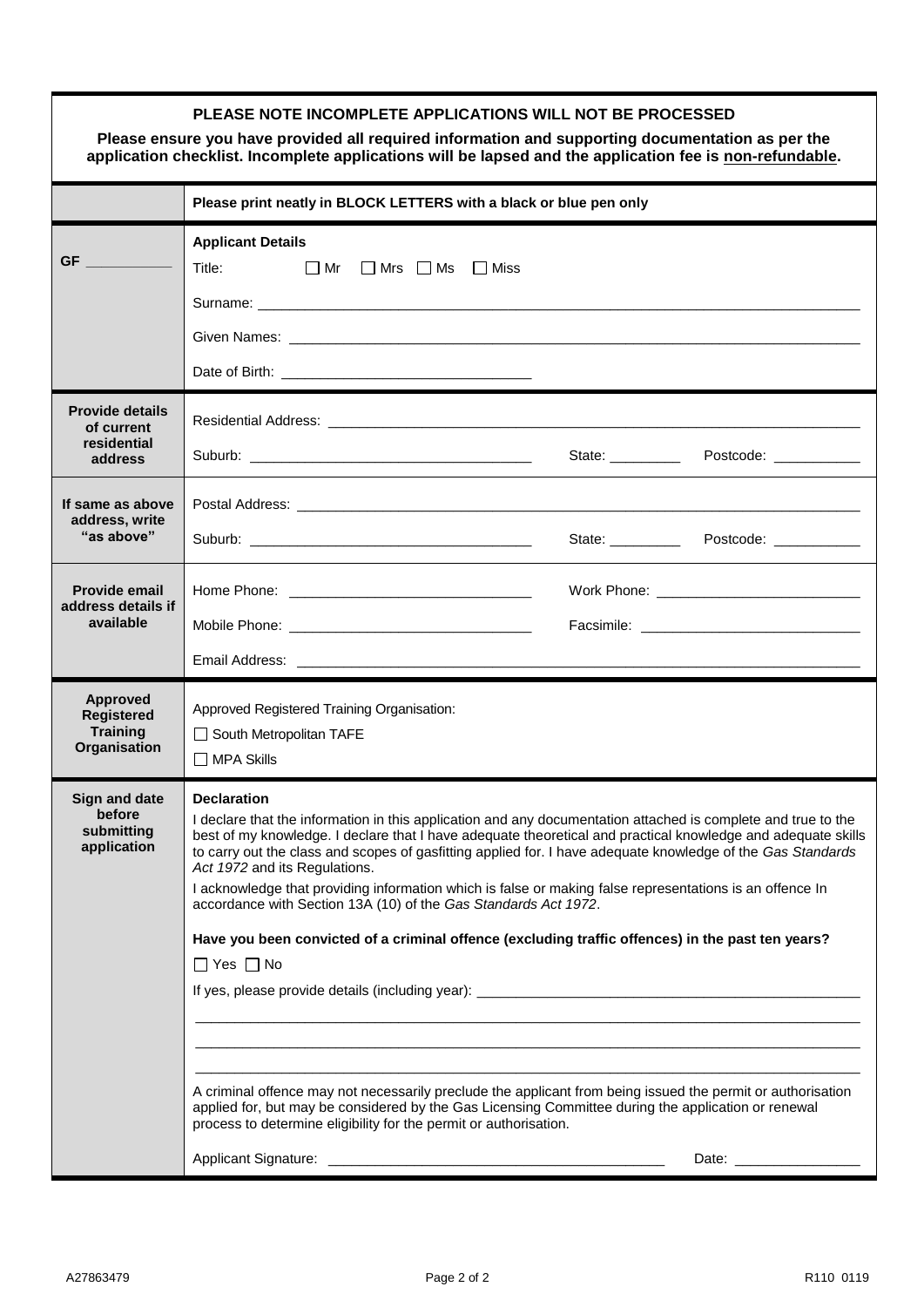**PLEASE NOTE INCOMPLETE APPLICATIONS WILL NOT BE PROCESSED**

**Please ensure you have provided all required information and supporting documentation as per the application checklist. Incomplete applications will be lapsed and the application fee is non-refundable.**

| | **Please print neatly in BLOCK LETTERS with a black or blue pen only** |
|---|---|
| **GF** ___________ | **Applicant Details**<br>Title: ☐ Mr ☐ Mrs ☐ Ms ☐ Miss<br>Surname: ______________________________<br>Given Names: ______________________________<br>Date of Birth: ______________________________ |
| **Provide details of current residential address** | Residential Address: ______________________________<br>Suburb: ______________________ State: _________ Postcode: ___________ |
| **If same as above address, write "as above"** | Postal Address: ______________________________<br>Suburb: ______________________ State: _________ Postcode: ___________ |
| **Provide email address details if available** | Home Phone: ______________________ Work Phone: ______________________<br>Mobile Phone: ______________________ Facsimile: ______________________<br>Email Address: ______________________________ |
| **Approved Registered Training Organisation** | Approved Registered Training Organisation:<br>☐ South Metropolitan TAFE<br>☐ MPA Skills |
| **Sign and date before submitting application** | **Declaration**<br>I declare that the information in this application and any documentation attached is complete and true to the best of my knowledge. I declare that I have adequate theoretical and practical knowledge and adequate skills to carry out the class and scopes of gasfitting applied for. I have adequate knowledge of the *Gas Standards Act 1972* and its Regulations.<br>I acknowledge that providing information which is false or making false representations is an offence In accordance with Section 13A (10) of the *Gas Standards Act 1972*.<br>**Have you been convicted of a criminal offence (excluding traffic offences) in the past ten years?**<br>☐ Yes ☐ No<br>If yes, please provide details (including year): ______________________________<br>______________________________<br>______________________________<br>______________________________<br>A criminal offence may not necessarily preclude the applicant from being issued the permit or authorisation applied for, but may be considered by the Gas Licensing Committee during the application or renewal process to determine eligibility for the permit or authorisation.<br>Applicant Signature: ______________________________ Date: ________________ |

A27863479 R110 0119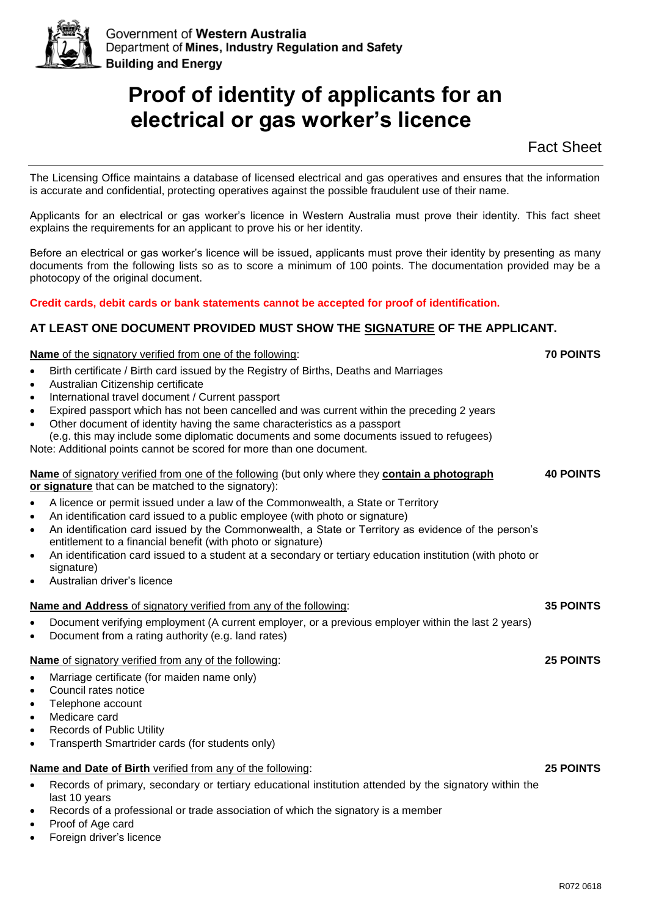Government of Western Australia
Department of **Mines, Industry Regulation and Safety**
**Building and Energy**

# Proof of identity of applicants for an electrical or gas worker's licence

Fact Sheet

The Licensing Office maintains a database of licensed electrical and gas operatives and ensures that the information is accurate and confidential, protecting operatives against the possible fraudulent use of their name.

Applicants for an electrical or gas worker's licence in Western Australia must prove their identity. This fact sheet explains the requirements for an applicant to prove his or her identity.

Before an electrical or gas worker's licence will be issued, applicants must prove their identity by presenting as many documents from the following lists so as to score a minimum of 100 points. The documentation provided may be a photocopy of the original document.

**Credit cards, debit cards or bank statements cannot be accepted for proof of identification.**

**AT LEAST ONE DOCUMENT PROVIDED MUST SHOW THE SIGNATURE OF THE APPLICANT.**

**Name** of the signatory verified from one of the following: **70 POINTS**

- Birth certificate / Birth card issued by the Registry of Births, Deaths and Marriages
- Australian Citizenship certificate
- International travel document / Current passport
- Expired passport which has not been cancelled and was current within the preceding 2 years
- Other document of identity having the same characteristics as a passport (e.g. this may include some diplomatic documents and some documents issued to refugees)

Note: Additional points cannot be scored for more than one document.

**Name** of signatory verified from one of the following (but only where they **contain a photograph or signature** that can be matched to the signatory): **40 POINTS**

- A licence or permit issued under a law of the Commonwealth, a State or Territory
- An identification card issued to a public employee (with photo or signature)
- An identification card issued by the Commonwealth, a State or Territory as evidence of the person's entitlement to a financial benefit (with photo or signature)
- An identification card issued to a student at a secondary or tertiary education institution (with photo or signature)
- Australian driver's licence

**Name and Address** of signatory verified from any of the following: **35 POINTS**

- Document verifying employment (A current employer, or a previous employer within the last 2 years)
- Document from a rating authority (e.g. land rates)

**Name** of signatory verified from any of the following: **25 POINTS**

- Marriage certificate (for maiden name only)
- Council rates notice
- Telephone account
- Medicare card
- Records of Public Utility
- Transperth Smartrider cards (for students only)

**Name and Date of Birth** verified from any of the following: **25 POINTS**

- Records of primary, secondary or tertiary educational institution attended by the signatory within the last 10 years
- Records of a professional or trade association of which the signatory is a member
- Proof of Age card
- Foreign driver's licence

R072 0618